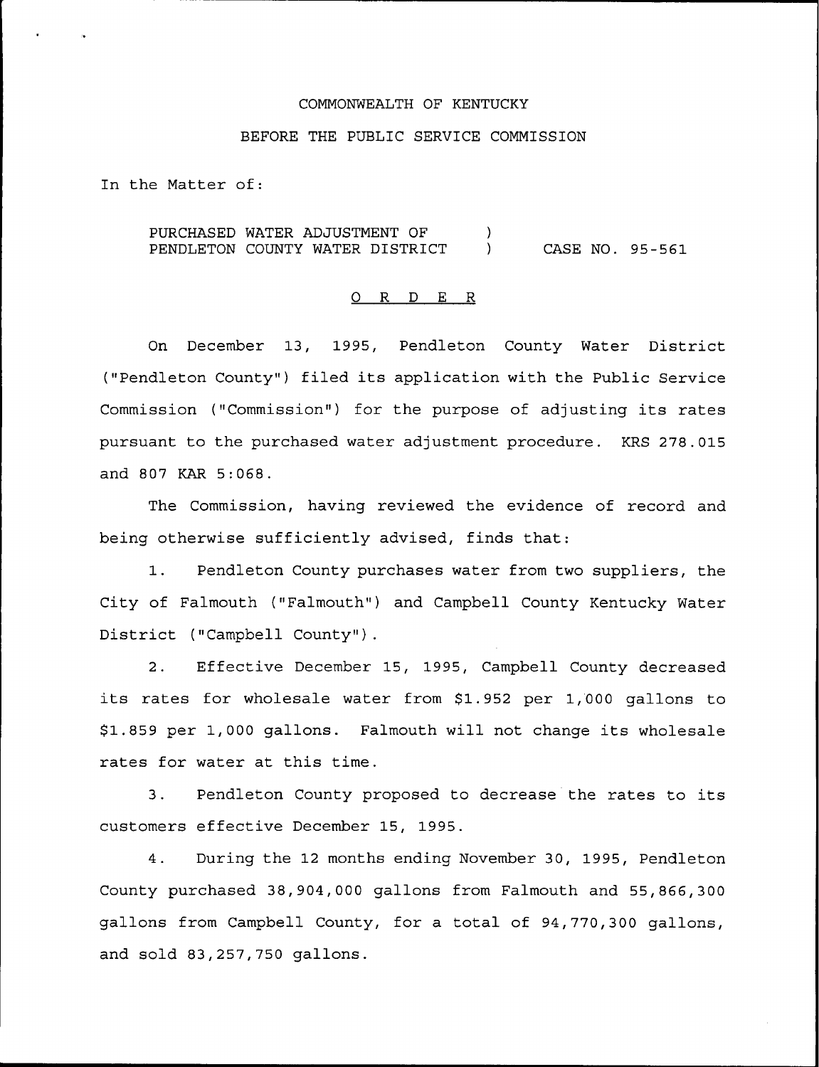COMMONWEALTH OF KENTUCKY

BEFORE THE PUBLIC SERVICE COMMISSION

In the Matter of:

PURCHASED WATER ADJUSTMENT OF PENDLETON COUNTY WATER DISTRICT ) CASE NO. 95-561

## O R D E R

On December 13, 1995, Pendleton County Water District ("Pendleton County") filed its application with the Public Service Commission ("Commission") for the purpose of adjusting its rates pursuant to the purchased water adjustment procedure. KRS 278.015 and 807 KAR 5:068.

The Commission, having reviewed the evidence of record and being otherwise sufficiently advised, finds that:

1. Pendleton County purchases water from two suppliers, the City of Falmouth ("Falmouth") and Campbell County Kentucky Water District ("Campbell County").

2. Effective December 15, 1995, Campbell County decreased its rates for wholesale water from $1.952 per 1,000 gallons to $1.859 per 1,000 gallons. Falmouth will not change its wholesale rates for water at this time.

3. Pendleton County proposed to decrease the rates to its customers effective December 15, 1995.

4. During the 12 months ending November 30, 1995, Pendleton County purchased 38,904,000 gallons from Falmouth and 55,866,300 gallons from Campbell County, for a total of 94,770,300 gallons, and sold 83,257,750 gallons.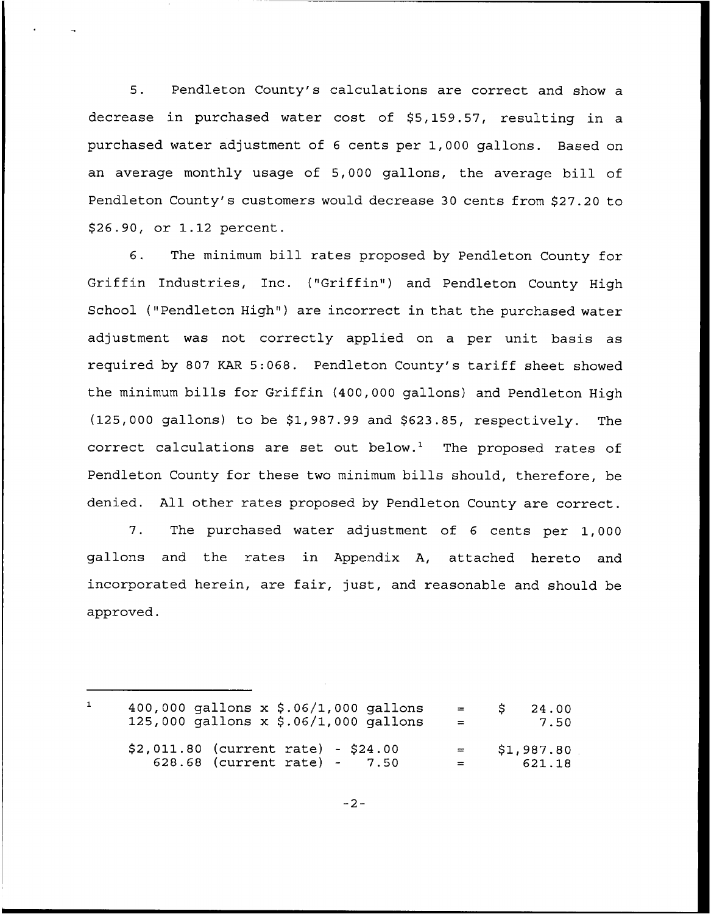5. Pendleton County's calculations are correct and show a decrease in purchased water cost of $5,159.57, resulting in a purchased water adjustment of 6 cents per 1,000 gallons. Based on an average monthly usage of 5,000 gallons, the average bill of Pendleton County's customers would decrease 30 cents from $27.20 to $26.90, or 1.12 percent.

6. The minimum bill rates proposed by Pendleton County for Griffin Industries, Inc. ("Griffin") and Pendleton County High School ("Pendleton High") are incorrect in that the purchased water adjustment was not correctly applied on a per unit basis as required by 807 KAR 5:068. Pendleton County's tariff sheet showed the minimum bills for Griffin (400,000 gallons) and Pendleton High (125,000 gallons) to be $1,987.99 and $623.85, respectively. The correct calculations are set out below.[1] The proposed rates of Pendleton County for these two minimum bills should, therefore, be denied. All other rates proposed by Pendleton County are correct.

7. The purchased water adjustment of 6 cents per 1,000 gallons and the rates in Appendix A, attached hereto and incorporated herein, are fair, just, and reasonable and should be approved.

---

[1]

| | | |
|---|---|---|
| 400,000 gallons x $.06/1,000 gallons | = | $ 24.00 |
| 125,000 gallons x $.06/1,000 gallons | = | 7.50 |
| $2,011.80 (current rate) - $24.00 | = | $1,987.80 |
| 628.68 (current rate) - 7.50 | = | 621.18 |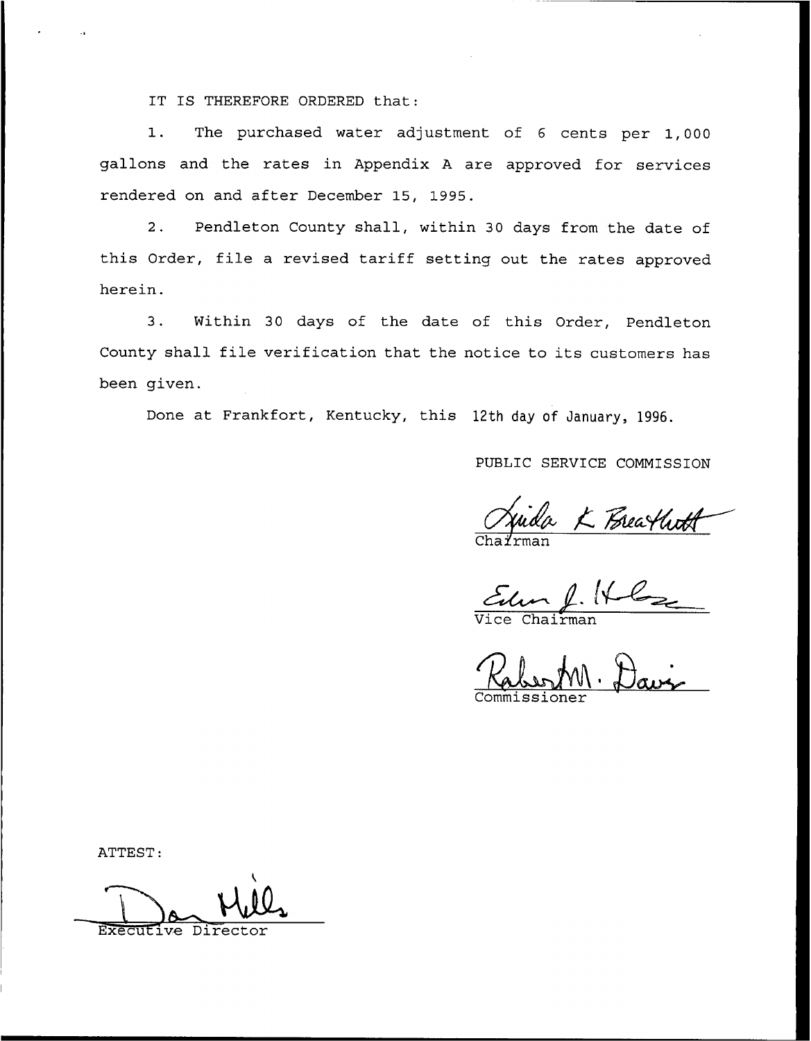IT IS THEREFORE ORDERED that:

1. The purchased water adjustment of 6 cents per 1,000 gallons and the rates in Appendix A are approved for services rendered on and after December 15, 1995.

2. Pendleton County shall, within 30 days from the date of this Order, file a revised tariff setting out the rates approved herein.

3. Within 30 days of the date of this Order, Pendleton County shall file verification that the notice to its customers has been given.

Done at Frankfort, Kentucky, this 12th day of January, 1996.

PUBLIC SERVICE COMMISSION

Chairman

Vice Chairman

Commissioner

ATTEST:

Executive Director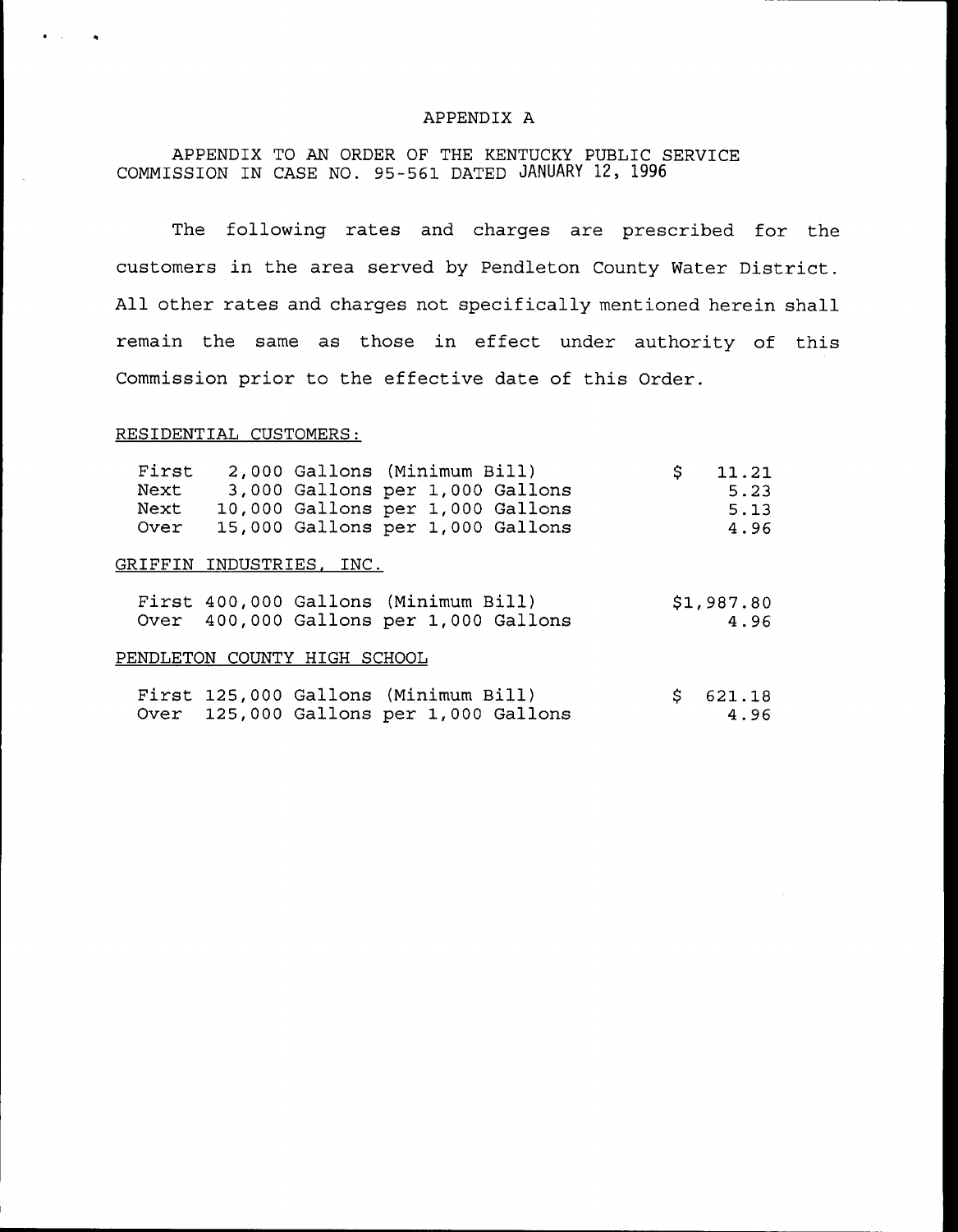# APPENDIX A

APPENDIX TO AN ORDER OF THE KENTUCKY PUBLIC SERVICE COMMISSION IN CASE NO. 95-561 DATED JANUARY 12, 1996

The following rates and charges are prescribed for the customers in the area served by Pendleton County Water District. All other rates and charges not specifically mentioned herein shall remain the same as those in effect under authority of this Commission prior to the effective date of this Order.

RESIDENTIAL CUSTOMERS:

| | | |
|---|---|---|
| First | 2,000 Gallons (Minimum Bill) | $ 11.21 |
| Next | 3,000 Gallons per 1,000 Gallons | 5.23 |
| Next | 10,000 Gallons per 1,000 Gallons | 5.13 |
| Over | 15,000 Gallons per 1,000 Gallons | 4.96 |

GRIFFIN INDUSTRIES, INC.

| | | |
|---|---|---|
| First | 400,000 Gallons (Minimum Bill) | $1,987.80 |
| Over | 400,000 Gallons per 1,000 Gallons | 4.96 |

PENDLETON COUNTY HIGH SCHOOL

| | | |
|---|---|---|
| First | 125,000 Gallons (Minimum Bill) | $ 621.18 |
| Over | 125,000 Gallons per 1,000 Gallons | 4.96 |